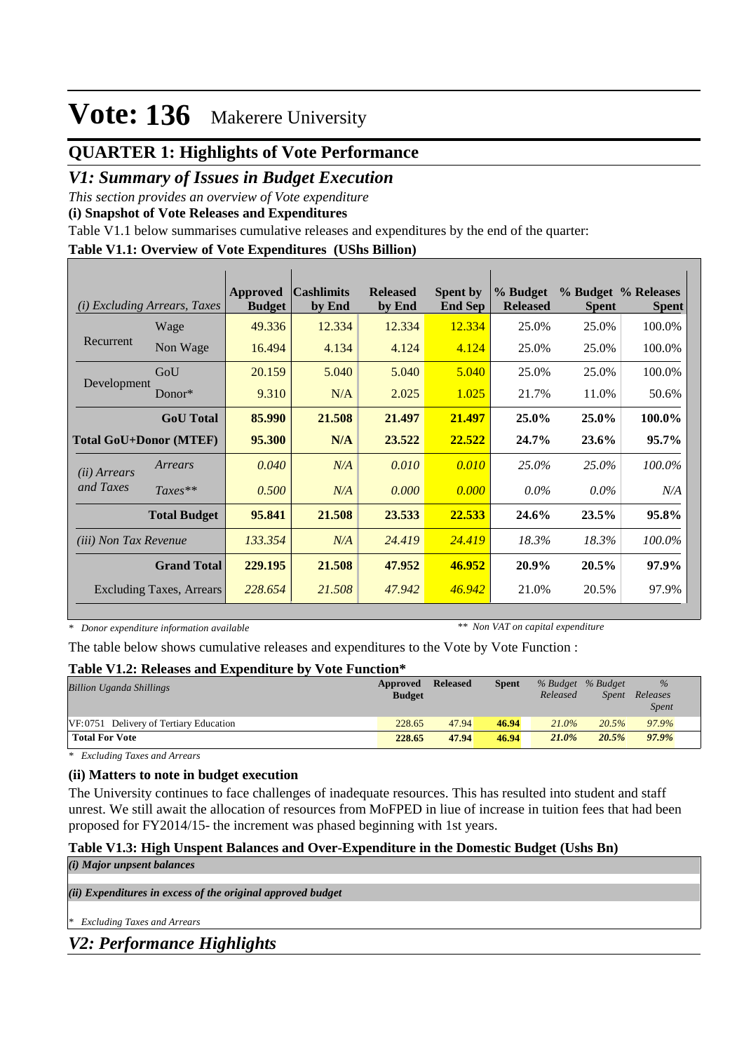# Vote: 136 Makerere University

## QUARTER 1: Highlights of Vote Performance

## *V1: Summary of Issues in Budget Execution*

*This section provides an overview of Vote expenditure*

**(i) Snapshot of Vote Releases and Expenditures**

Table V1.1 below summarises cumulative releases and expenditures by the end of the quarter:

**Table V1.1: Overview of Vote Expenditures (UShs Billion)**

| *(i) Excluding Arrears, Taxes* | | Approved Budget | Cashlimits by End | Released by End | Spent by End Sep | % Budget Released | % Budget Spent | % Releases Spent |
|---|---|---|---|---|---|---|---|---|
| Recurrent | Wage | 49.336 | 12.334 | 12.334 | 12.334 | 25.0% | 25.0% | 100.0% |
| | Non Wage | 16.494 | 4.134 | 4.124 | 4.124 | 25.0% | 25.0% | 100.0% |
| Development | GoU | 20.159 | 5.040 | 5.040 | 5.040 | 25.0% | 25.0% | 100.0% |
| | Donor* | 9.310 | N/A | 2.025 | 1.025 | 21.7% | 11.0% | 50.6% |
| | **GoU Total** | **85.990** | **21.508** | **21.497** | **21.497** | **25.0%** | **25.0%** | **100.0%** |
| **Total GoU+Donor (MTEF)** | | **95.300** | **N/A** | **23.522** | **22.522** | **24.7%** | **23.6%** | **95.7%** |
| *(ii) Arrears and Taxes* | *Arrears* | *0.040* | *N/A* | *0.010* | *0.010* | *25.0%* | *25.0%* | *100.0%* |
| | *Taxes*** | *0.500* | *N/A* | *0.000* | *0.000* | *0.0%* | *0.0%* | *N/A* |
| | **Total Budget** | **95.841** | **21.508** | **23.533** | **22.533** | **24.6%** | **23.5%** | **95.8%** |
| *(iii) Non Tax Revenue* | | *133.354* | *N/A* | *24.419* | *24.419* | *18.3%* | *18.3%* | *100.0%* |
| | **Grand Total** | **229.195** | **21.508** | **47.952** | **46.952** | **20.9%** | **20.5%** | **97.9%** |
| | Excluding Taxes, Arrears | *228.654* | *21.508* | *47.942* | *46.942* | 21.0% | 20.5% | 97.9% |

*\* Donor expenditure information available* *\*\* Non VAT on capital expenditure*

The table below shows cumulative releases and expenditures to the Vote by Vote Function :

**Table V1.2: Releases and Expenditure by Vote Function***

| *Billion Uganda Shillings* | Approved Budget | Released | Spent | *% Budget Released* | *% Budget Spent* | *% Releases Spent* |
|---|---|---|---|---|---|---|
| VF:0751 Delivery of Tertiary Education | 228.65 | 47.94 | 46.94 | 21.0% | 20.5% | 97.9% |
| **Total For Vote** | **228.65** | **47.94** | **46.94** | ***21.0%*** | ***20.5%*** | ***97.9%*** |

*\* Excluding Taxes and Arrears*

**(ii) Matters to note in budget execution**

The University continues to face challenges of inadequate resources. This has resulted into student and staff unrest. We still await the allocation of resources from MoFPED in liue of increase in tuition fees that had been proposed for FY2014/15- the increment was phased beginning with 1st years.

**Table V1.3: High Unspent Balances and Over-Expenditure in the Domestic Budget (Ushs Bn)**

***(i) Major unpsent balances***

***(ii) Expenditures in excess of the original approved budget***

*\* Excluding Taxes and Arrears*

## *V2: Performance Highlights*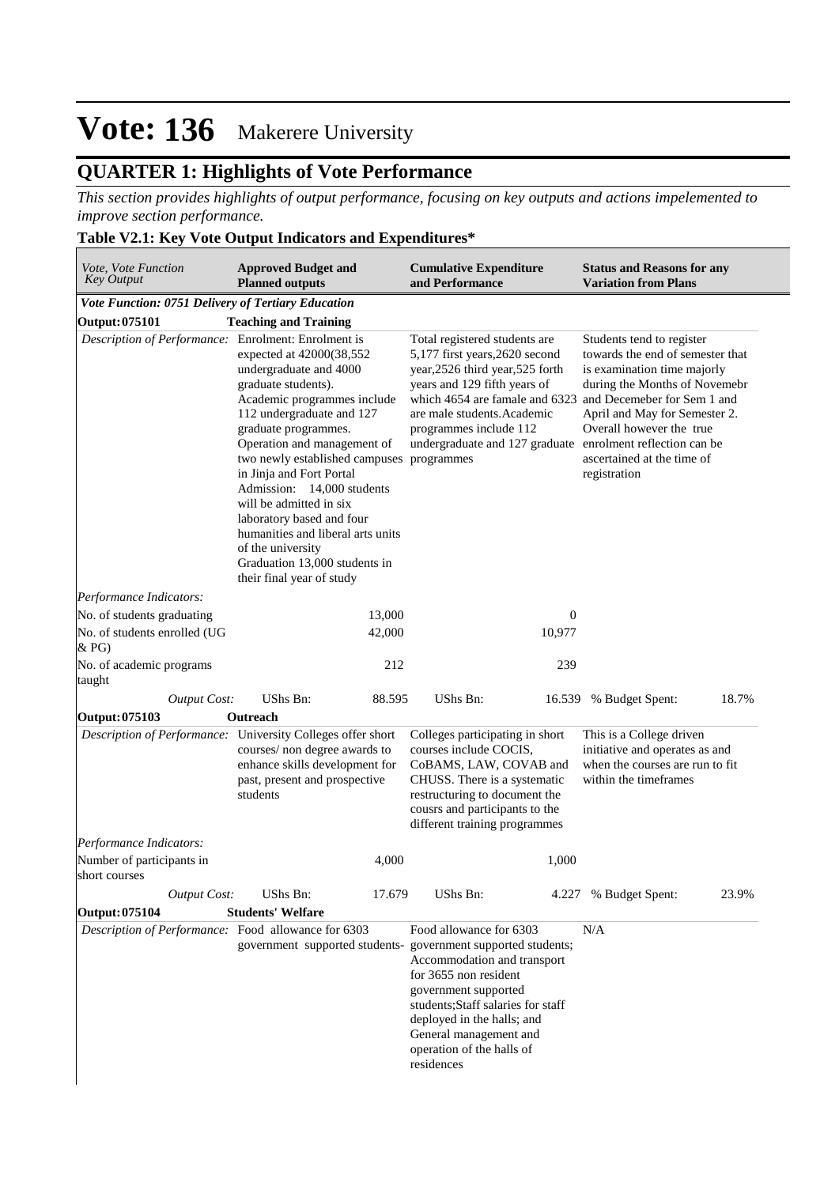# Vote: 136 Makerere University

## QUARTER 1: Highlights of Vote Performance

*This section provides highlights of output performance, focusing on key outputs and actions impelemented to improve section performance.*

### Table V2.1: Key Vote Output Indicators and Expenditures*

| *Vote, Vote Function Key Output* | **Approved Budget and Planned outputs** | | **Cumulative Expenditure and Performance** | | **Status and Reasons for any Variation from Plans** | |
|---|---|---|---|---|---|---|
| ***Vote Function: 0751 Delivery of Tertiary Education*** | | | | | | |
| **Output: 075101** | **Teaching and Training** | | | | | |
| *Description of Performance:* | Enrolment: Enrolment is expected at 42000(38,552 undergraduate and 4000 graduate students). Academic programmes include 112 undergraduate and 127 graduate programmes. Operation and management of two newly established campuses in Jinja and Fort Portal Admission: 14,000 students will be admitted in six laboratory based and four humanities and liberal arts units of the university Graduation 13,000 students in their final year of study | | Total registered students are 5,177 first years,2620 second year,2526 third year,525 forth years and 129 fifth years of which 4654 are famale and 6323 are male students.Academic programmes include 112 undergraduate and 127 graduate programmes | | Students tend to register towards the end of semester that is examination time majorly during the Months of Novemebr and Decemeber for Sem 1 and April and May for Semester 2. Overall however the true enrolment reflection can be ascertained at the time of registration | |
| *Performance Indicators:* | | | | | | |
| No. of students graduating | | 13,000 | | 0 | | |
| No. of students enrolled (UG & PG) | | 42,000 | | 10,977 | | |
| No. of academic programs taught | | 212 | | 239 | | |
| *Output Cost:* | UShs Bn: | 88.595 | UShs Bn: | 16.539 | % Budget Spent: | 18.7% |
| **Output: 075103** | **Outreach** | | | | | |
| *Description of Performance:* | University Colleges offer short courses/ non degree awards to enhance skills development for past, present and prospective students | | Colleges participating in short courses include COCIS, CoBAMS, LAW, COVAB and CHUSS. There is a systematic restructuring to document the cousrs and participants to the different training programmes | | This is a College driven initiative and operates as and when the courses are run to fit within the timeframes | |
| *Performance Indicators:* | | | | | | |
| Number of participants in short courses | | 4,000 | | 1,000 | | |
| *Output Cost:* | UShs Bn: | 17.679 | UShs Bn: | 4.227 | % Budget Spent: | 23.9% |
| **Output: 075104** | **Students' Welfare** | | | | | |
| *Description of Performance:* | Food allowance for 6303 government supported students- | | Food allowance for 6303 government supported students; Accommodation and transport for 3655 non resident government supported students;Staff salaries for staff deployed in the halls; and General management and operation of the halls of residences | | N/A | |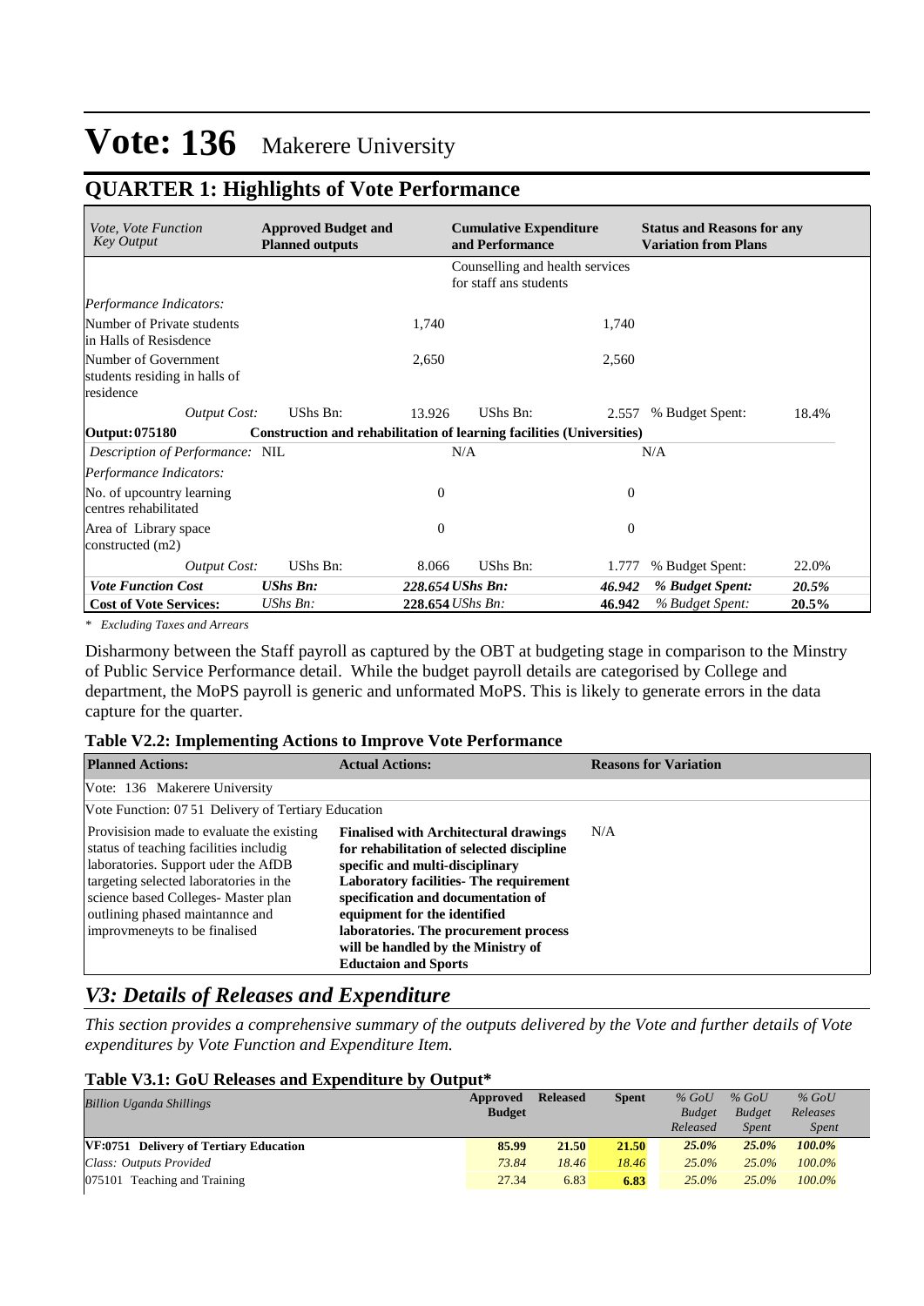# Vote: 136 Makerere University

## QUARTER 1: Highlights of Vote Performance

| *Vote, Vote Function Key Output* | **Approved Budget and Planned outputs** | | **Cumulative Expenditure and Performance** | | **Status and Reasons for any Variation from Plans** | |
|---|---|---|---|---|---|---|
| | | | Counselling and health services for staff ans students | | | |
| *Performance Indicators:* | | | | | | |
| Number of Private students in Halls of Resisdence | | 1,740 | | 1,740 | | |
| Number of Government students residing in halls of residence | | 2,650 | | 2,560 | | |
| *Output Cost:* | UShs Bn: | 13.926 | UShs Bn: | 2.557 | % Budget Spent: | 18.4% |
| **Output: 075180** | **Construction and rehabilitation of learning facilities (Universities)** | | | | | |
| *Description of Performance:* | NIL | | N/A | | N/A | |
| *Performance Indicators:* | | | | | | |
| No. of upcountry learning centres rehabilitated | | 0 | | 0 | | |
| Area of Library space constructed (m2) | | 0 | | 0 | | |
| *Output Cost:* | UShs Bn: | 8.066 | UShs Bn: | 1.777 | % Budget Spent: | 22.0% |
| ***Vote Function Cost*** | ***UShs Bn:*** | ***228.654*** | ***UShs Bn:*** | ***46.942*** | ***% Budget Spent:*** | ***20.5%*** |
| **Cost of Vote Services:** | *UShs Bn:* | **228.654** | *UShs Bn:* | **46.942** | *% Budget Spent:* | **20.5%** |

*\* Excluding Taxes and Arrears*

Disharmony between the Staff payroll as captured by the OBT at budgeting stage in comparison to the Minstry of Public Service Performance detail. While the budget payroll details are categorised by College and department, the MoPS payroll is generic and unformated MoPS. This is likely to generate errors in the data capture for the quarter.

**Table V2.2: Implementing Actions to Improve Vote Performance**

| **Planned Actions:** | **Actual Actions:** | **Reasons for Variation** |
|---|---|---|
| Vote: 136 Makerere University | | |
| Vote Function: 07 51 Delivery of Tertiary Education | | |
| Provisision made to evaluate the existing status of teaching facilities includig laboratories. Support uder the AfDB targeting selected laboratories in the science based Colleges- Master plan outlining phased maintannce and improvmeneyts to be finalised | **Finalised with Architectural drawings for rehabilitation of selected discipline specific and multi-disciplinary Laboratory facilities- The requirement specification and documentation of equipment for the identified laboratories. The procurement process will be handled by the Ministry of Eductaion and Sports** | N/A |

## *V3: Details of Releases and Expenditure*

*This section provides a comprehensive summary of the outputs delivered by the Vote and further details of Vote expenditures by Vote Function and Expenditure Item.*

**Table V3.1: GoU Releases and Expenditure by Output\***

| *Billion Uganda Shillings* | **Approved Budget** | **Released** | **Spent** | *% GoU Budget Released* | *% GoU Budget Spent* | *% GoU Releases Spent* |
|---|---|---|---|---|---|---|
| **VF:0751 Delivery of Tertiary Education** | **85.99** | **21.50** | **21.50** | ***25.0%*** | ***25.0%*** | ***100.0%*** |
| *Class: Outputs Provided* | *73.84* | *18.46* | *18.46* | *25.0%* | *25.0%* | *100.0%* |
| 075101 Teaching and Training | 27.34 | 6.83 | **6.83** | *25.0%* | *25.0%* | *100.0%* |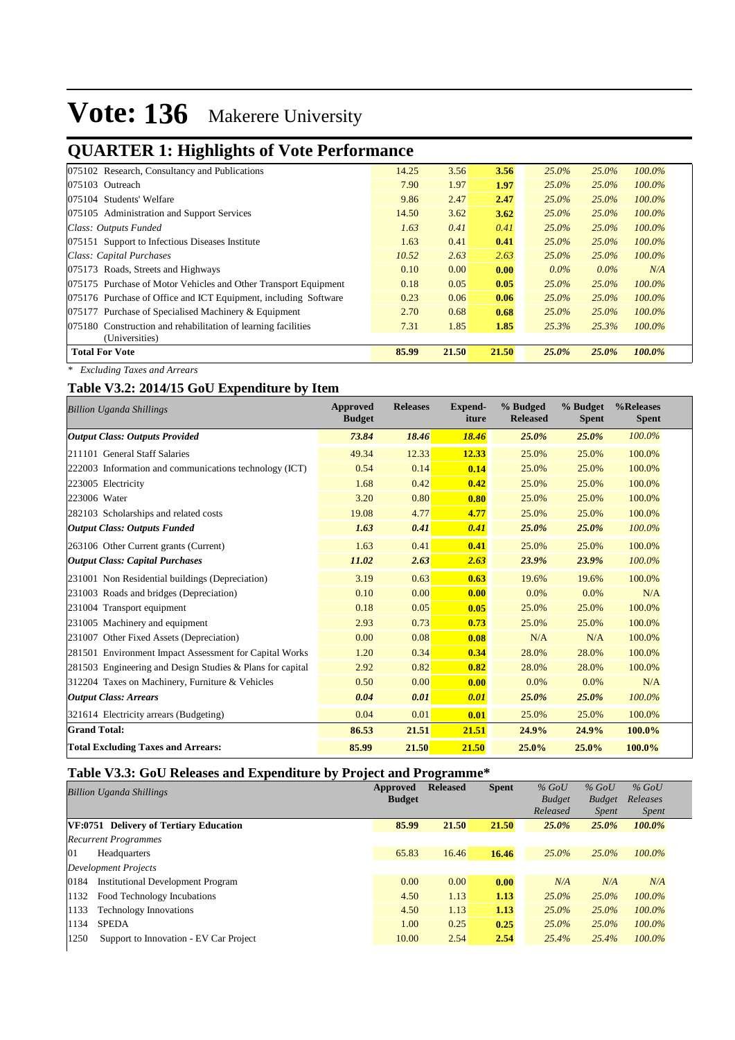# Vote: 136 Makerere University

## QUARTER 1: Highlights of Vote Performance

| | | | | | | |
|---|---|---|---|---|---|---|
| 075102 Research, Consultancy and Publications | 14.25 | 3.56 | **3.56** | *25.0%* | *25.0%* | *100.0%* |
| 075103 Outreach | 7.90 | 1.97 | **1.97** | *25.0%* | *25.0%* | *100.0%* |
| 075104 Students' Welfare | 9.86 | 2.47 | **2.47** | *25.0%* | *25.0%* | *100.0%* |
| 075105 Administration and Support Services | 14.50 | 3.62 | **3.62** | *25.0%* | *25.0%* | *100.0%* |
| *Class: Outputs Funded* | *1.63* | *0.41* | *0.41* | *25.0%* | *25.0%* | *100.0%* |
| 075151 Support to Infectious Diseases Institute | 1.63 | 0.41 | **0.41** | *25.0%* | *25.0%* | *100.0%* |
| *Class: Capital Purchases* | *10.52* | *2.63* | *2.63* | *25.0%* | *25.0%* | *100.0%* |
| 075173 Roads, Streets and Highways | 0.10 | 0.00 | **0.00** | *0.0%* | *0.0%* | *N/A* |
| 075175 Purchase of Motor Vehicles and Other Transport Equipment | 0.18 | 0.05 | **0.05** | *25.0%* | *25.0%* | *100.0%* |
| 075176 Purchase of Office and ICT Equipment, including Software | 0.23 | 0.06 | **0.06** | *25.0%* | *25.0%* | *100.0%* |
| 075177 Purchase of Specialised Machinery & Equipment | 2.70 | 0.68 | **0.68** | *25.0%* | *25.0%* | *100.0%* |
| 075180 Construction and rehabilitation of learning facilities (Universities) | 7.31 | 1.85 | **1.85** | *25.3%* | *25.3%* | *100.0%* |
| **Total For Vote** | **85.99** | **21.50** | **21.50** | ***25.0%*** | ***25.0%*** | ***100.0%*** |

*\* Excluding Taxes and Arrears*

### Table V3.2: 2014/15 GoU Expenditure by Item

| *Billion Uganda Shillings* | Approved Budget | Releases | Expend-iture | % Budged Released | % Budget Spent | %Releases Spent |
|---|---|---|---|---|---|---|
| ***Output Class: Outputs Provided*** | ***73.84*** | ***18.46*** | ***18.46*** | ***25.0%*** | ***25.0%*** | *100.0%* |
| 211101 General Staff Salaries | 49.34 | 12.33 | **12.33** | 25.0% | 25.0% | 100.0% |
| 222003 Information and communications technology (ICT) | 0.54 | 0.14 | **0.14** | 25.0% | 25.0% | 100.0% |
| 223005 Electricity | 1.68 | 0.42 | **0.42** | 25.0% | 25.0% | 100.0% |
| 223006 Water | 3.20 | 0.80 | **0.80** | 25.0% | 25.0% | 100.0% |
| 282103 Scholarships and related costs | 19.08 | 4.77 | **4.77** | 25.0% | 25.0% | 100.0% |
| ***Output Class: Outputs Funded*** | ***1.63*** | ***0.41*** | ***0.41*** | ***25.0%*** | ***25.0%*** | *100.0%* |
| 263106 Other Current grants (Current) | 1.63 | 0.41 | **0.41** | 25.0% | 25.0% | 100.0% |
| ***Output Class: Capital Purchases*** | ***11.02*** | ***2.63*** | ***2.63*** | ***23.9%*** | ***23.9%*** | *100.0%* |
| 231001 Non Residential buildings (Depreciation) | 3.19 | 0.63 | **0.63** | 19.6% | 19.6% | 100.0% |
| 231003 Roads and bridges (Depreciation) | 0.10 | 0.00 | **0.00** | 0.0% | 0.0% | N/A |
| 231004 Transport equipment | 0.18 | 0.05 | **0.05** | 25.0% | 25.0% | 100.0% |
| 231005 Machinery and equipment | 2.93 | 0.73 | **0.73** | 25.0% | 25.0% | 100.0% |
| 231007 Other Fixed Assets (Depreciation) | 0.00 | 0.08 | **0.08** | N/A | N/A | 100.0% |
| 281501 Environment Impact Assessment for Capital Works | 1.20 | 0.34 | **0.34** | 28.0% | 28.0% | 100.0% |
| 281503 Engineering and Design Studies & Plans for capital | 2.92 | 0.82 | **0.82** | 28.0% | 28.0% | 100.0% |
| 312204 Taxes on Machinery, Furniture & Vehicles | 0.50 | 0.00 | **0.00** | 0.0% | 0.0% | N/A |
| ***Output Class: Arrears*** | ***0.04*** | ***0.01*** | ***0.01*** | ***25.0%*** | ***25.0%*** | *100.0%* |
| 321614 Electricity arrears (Budgeting) | 0.04 | 0.01 | **0.01** | 25.0% | 25.0% | 100.0% |
| **Grand Total:** | **86.53** | **21.51** | **21.51** | **24.9%** | **24.9%** | **100.0%** |
| **Total Excluding Taxes and Arrears:** | **85.99** | **21.50** | **21.50** | **25.0%** | **25.0%** | **100.0%** |

### Table V3.3: GoU Releases and Expenditure by Project and Programme*

| *Billion Uganda Shillings* | Approved Budget | Released | Spent | *% GoU Budget Released* | *% GoU Budget Spent* | *% GoU Releases Spent* |
|---|---|---|---|---|---|---|
| **VF:0751 Delivery of Tertiary Education** | **85.99** | **21.50** | **21.50** | ***25.0%*** | ***25.0%*** | ***100.0%*** |
| *Recurrent Programmes* | | | | | | |
| 01 Headquarters | 65.83 | 16.46 | **16.46** | *25.0%* | *25.0%* | *100.0%* |
| *Development Projects* | | | | | | |
| 0184 Institutional Development Program | 0.00 | 0.00 | **0.00** | *N/A* | *N/A* | *N/A* |
| 1132 Food Technology Incubations | 4.50 | 1.13 | **1.13** | *25.0%* | *25.0%* | *100.0%* |
| 1133 Technology Innovations | 4.50 | 1.13 | **1.13** | *25.0%* | *25.0%* | *100.0%* |
| 1134 SPEDA | 1.00 | 0.25 | **0.25** | *25.0%* | *25.0%* | *100.0%* |
| 1250 Support to Innovation - EV Car Project | 10.00 | 2.54 | **2.54** | *25.4%* | *25.4%* | *100.0%* |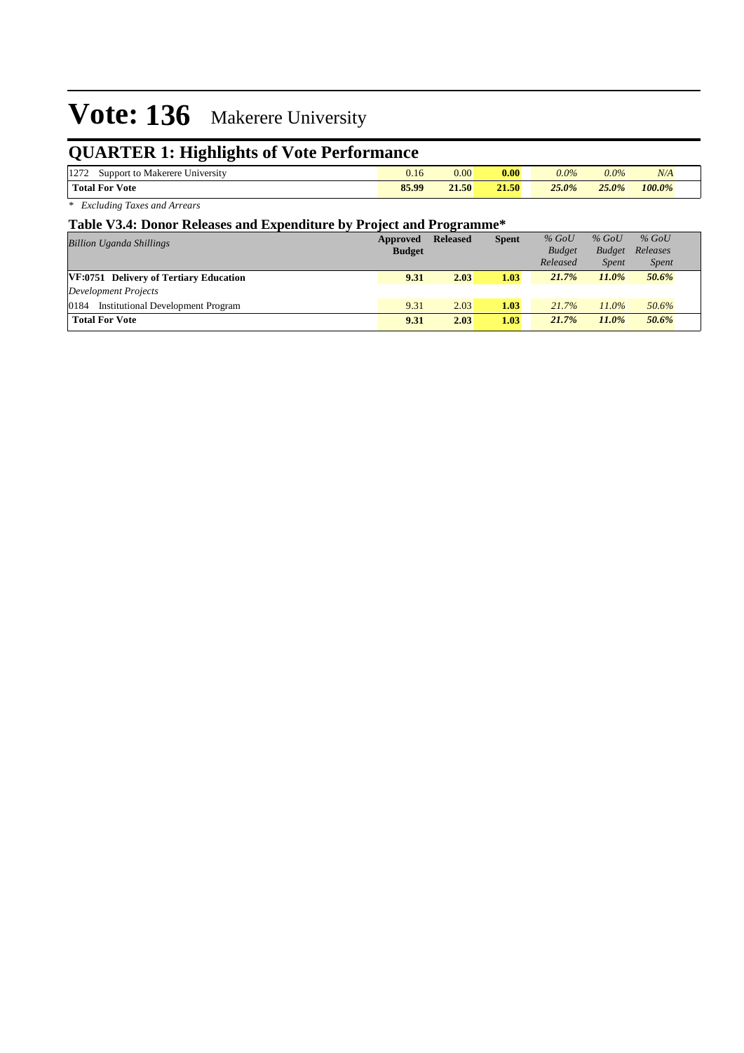# Vote: 136 Makerere University

## QUARTER 1: Highlights of Vote Performance

| | | | | | | |
|---|---|---|---|---|---|---|
| 1272 Support to Makerere University | 0.16 | 0.00 | **0.00** | *0.0%* | *0.0%* | *N/A* |
| **Total For Vote** | **85.99** | **21.50** | **21.50** | ***25.0%*** | ***25.0%*** | ***100.0%*** |

*\* Excluding Taxes and Arrears*

### Table V3.4: Donor Releases and Expenditure by Project and Programme*

| *Billion Uganda Shillings* | **Approved Budget** | **Released** | **Spent** | *% GoU Budget Released* | *% GoU Budget Spent* | *% GoU Releases Spent* |
|---|---|---|---|---|---|---|
| **VF:0751 Delivery of Tertiary Education** | **9.31** | **2.03** | **1.03** | ***21.7%*** | ***11.0%*** | ***50.6%*** |
| *Development Projects* | | | | | | |
| 0184 Institutional Development Program | 9.31 | 2.03 | **1.03** | *21.7%* | *11.0%* | *50.6%* |
| **Total For Vote** | **9.31** | **2.03** | **1.03** | ***21.7%*** | ***11.0%*** | ***50.6%*** |